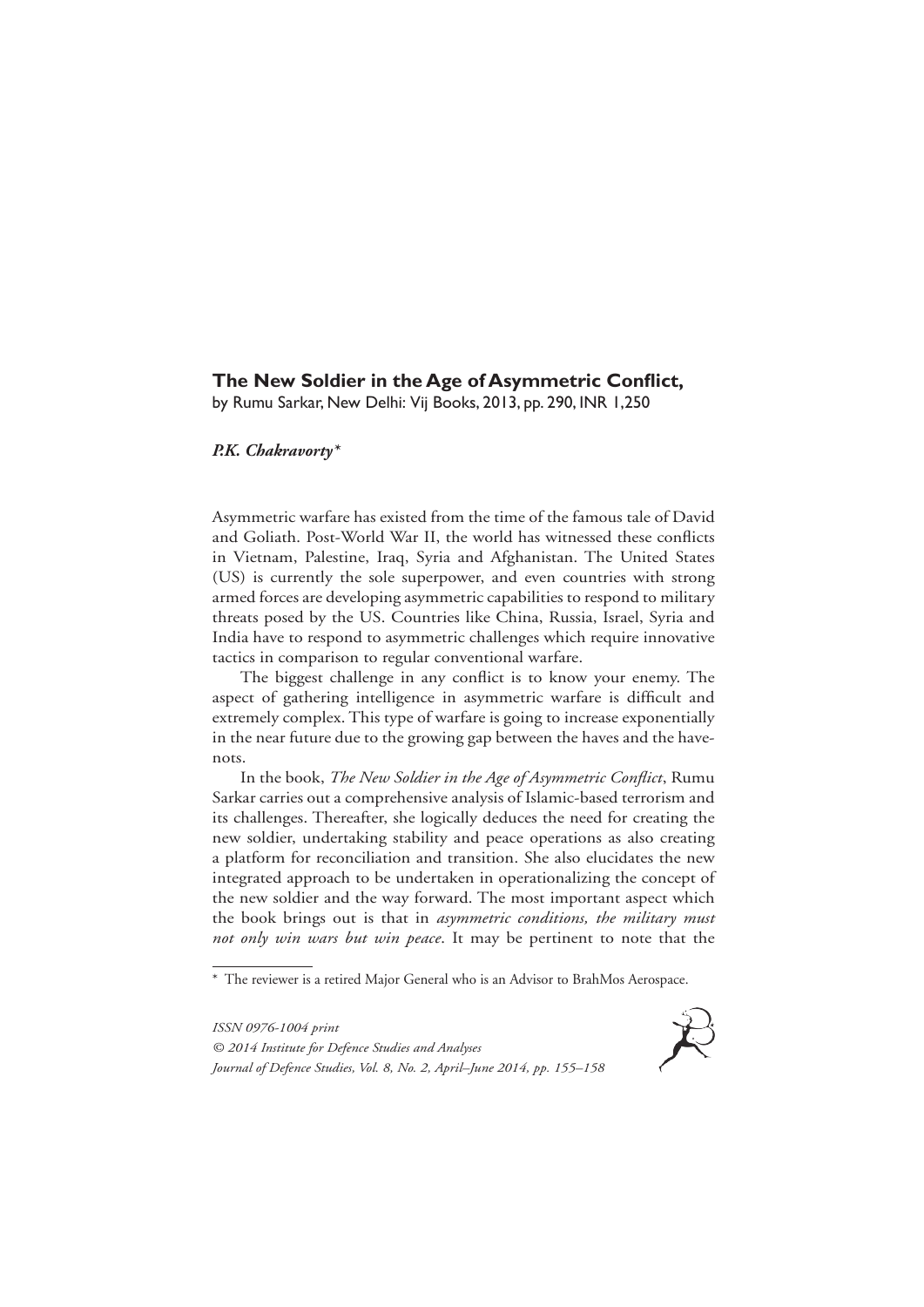## The New Soldier in the Age of Asymmetric Conflict,

by Rumu Sarkar, New Delhi: Vij Books, 2013, pp. 290, INR 1,250

***P.K. Chakravorty****

Asymmetric warfare has existed from the time of the famous tale of David and Goliath. Post-World War II, the world has witnessed these conflicts in Vietnam, Palestine, Iraq, Syria and Afghanistan. The United States (US) is currently the sole superpower, and even countries with strong armed forces are developing asymmetric capabilities to respond to military threats posed by the US. Countries like China, Russia, Israel, Syria and India have to respond to asymmetric challenges which require innovative tactics in comparison to regular conventional warfare.

The biggest challenge in any conflict is to know your enemy. The aspect of gathering intelligence in asymmetric warfare is difficult and extremely complex. This type of warfare is going to increase exponentially in the near future due to the growing gap between the haves and the have-nots.

In the book, *The New Soldier in the Age of Asymmetric Conflict*, Rumu Sarkar carries out a comprehensive analysis of Islamic-based terrorism and its challenges. Thereafter, she logically deduces the need for creating the new soldier, undertaking stability and peace operations as also creating a platform for reconciliation and transition. She also elucidates the new integrated approach to be undertaken in operationalizing the concept of the new soldier and the way forward. The most important aspect which the book brings out is that in *asymmetric conditions, the military must not only win wars but win peace*. It may be pertinent to note that the

\* The reviewer is a retired Major General who is an Advisor to BrahMos Aerospace.

*ISSN 0976-1004 print*
*© 2014 Institute for Defence Studies and Analyses*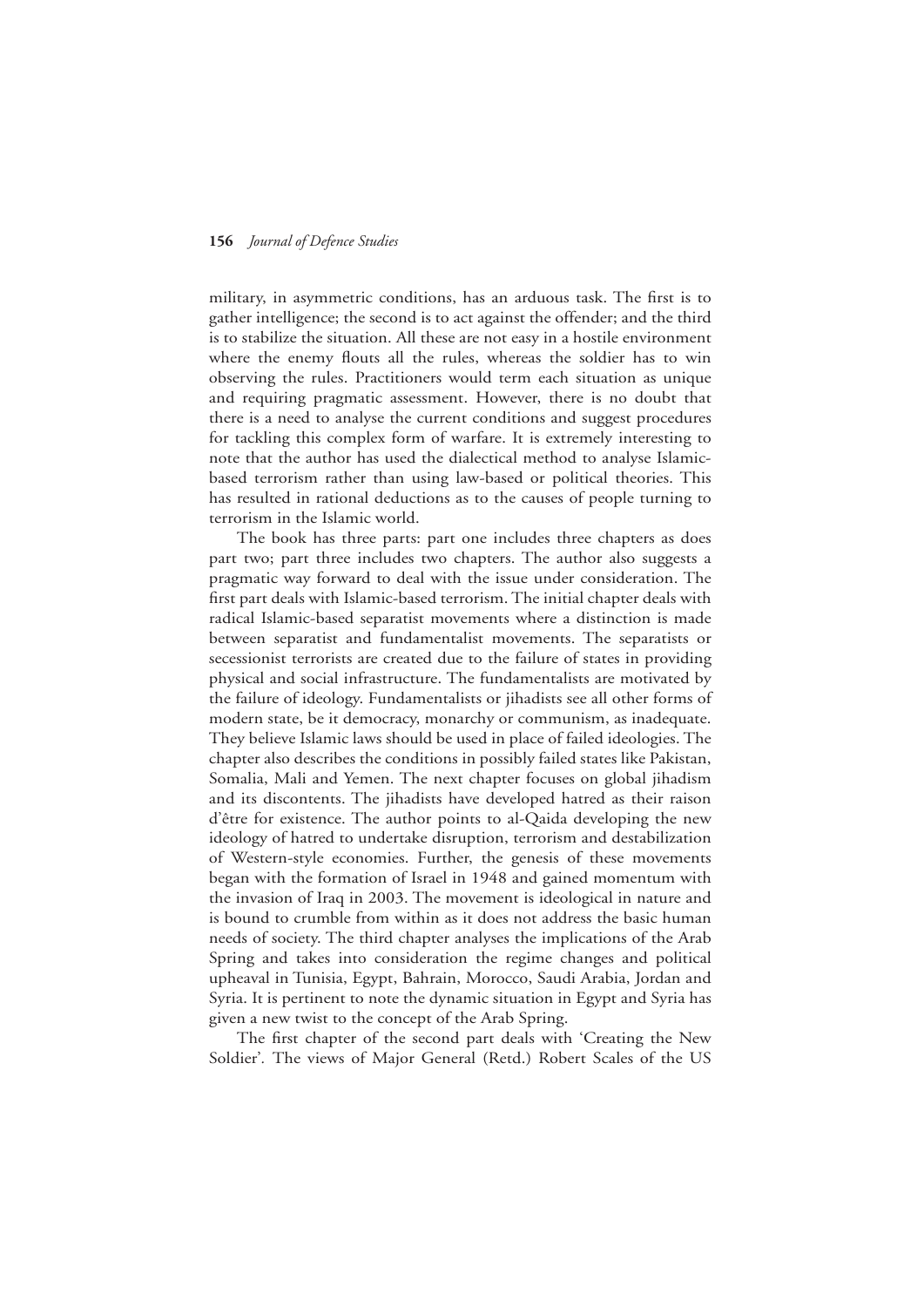military, in asymmetric conditions, has an arduous task. The first is to gather intelligence; the second is to act against the offender; and the third is to stabilize the situation. All these are not easy in a hostile environment where the enemy flouts all the rules, whereas the soldier has to win observing the rules. Practitioners would term each situation as unique and requiring pragmatic assessment. However, there is no doubt that there is a need to analyse the current conditions and suggest procedures for tackling this complex form of warfare. It is extremely interesting to note that the author has used the dialectical method to analyse Islamic-based terrorism rather than using law-based or political theories. This has resulted in rational deductions as to the causes of people turning to terrorism in the Islamic world.

The book has three parts: part one includes three chapters as does part two; part three includes two chapters. The author also suggests a pragmatic way forward to deal with the issue under consideration. The first part deals with Islamic-based terrorism. The initial chapter deals with radical Islamic-based separatist movements where a distinction is made between separatist and fundamentalist movements. The separatists or secessionist terrorists are created due to the failure of states in providing physical and social infrastructure. The fundamentalists are motivated by the failure of ideology. Fundamentalists or jihadists see all other forms of modern state, be it democracy, monarchy or communism, as inadequate. They believe Islamic laws should be used in place of failed ideologies. The chapter also describes the conditions in possibly failed states like Pakistan, Somalia, Mali and Yemen. The next chapter focuses on global jihadism and its discontents. The jihadists have developed hatred as their raison d'être for existence. The author points to al-Qaida developing the new ideology of hatred to undertake disruption, terrorism and destabilization of Western-style economies. Further, the genesis of these movements began with the formation of Israel in 1948 and gained momentum with the invasion of Iraq in 2003. The movement is ideological in nature and is bound to crumble from within as it does not address the basic human needs of society. The third chapter analyses the implications of the Arab Spring and takes into consideration the regime changes and political upheaval in Tunisia, Egypt, Bahrain, Morocco, Saudi Arabia, Jordan and Syria. It is pertinent to note the dynamic situation in Egypt and Syria has given a new twist to the concept of the Arab Spring.

The first chapter of the second part deals with 'Creating the New Soldier'. The views of Major General (Retd.) Robert Scales of the US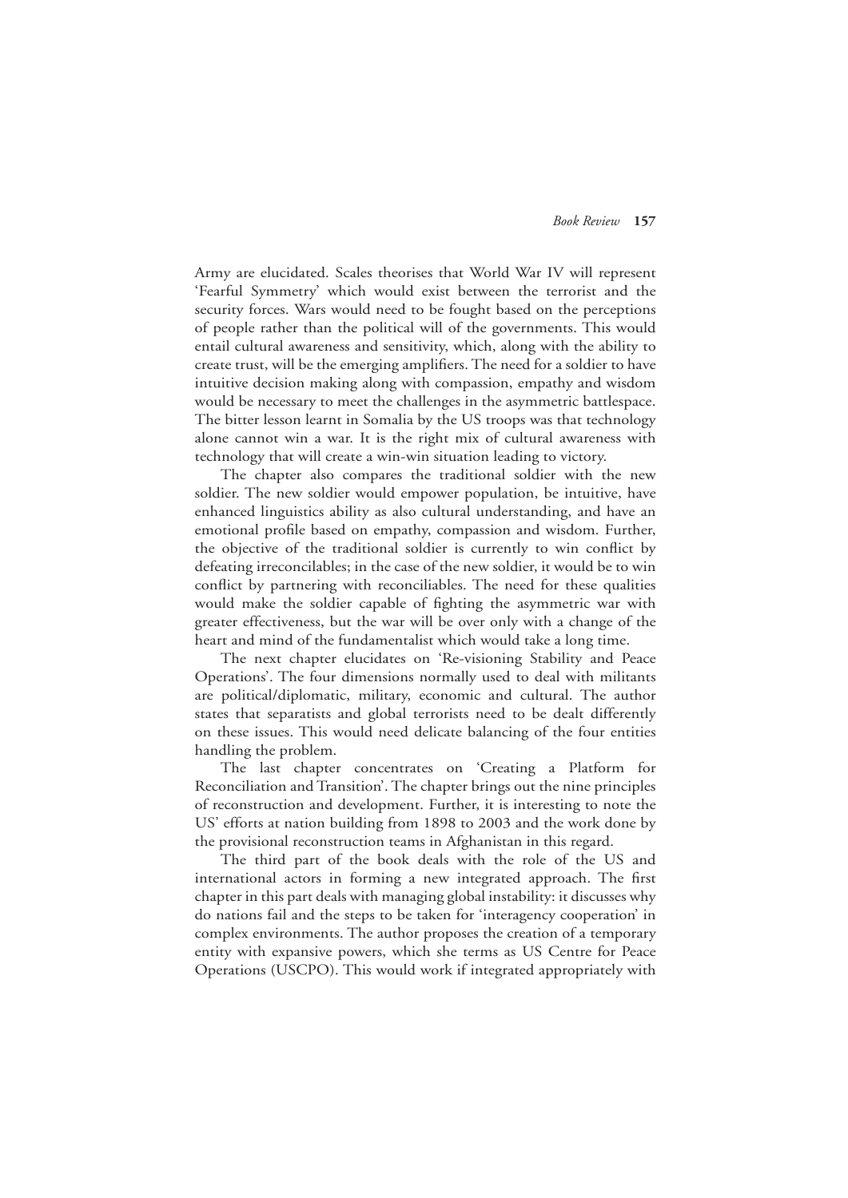Army are elucidated. Scales theorises that World War IV will represent 'Fearful Symmetry' which would exist between the terrorist and the security forces. Wars would need to be fought based on the perceptions of people rather than the political will of the governments. This would entail cultural awareness and sensitivity, which, along with the ability to create trust, will be the emerging amplifiers. The need for a soldier to have intuitive decision making along with compassion, empathy and wisdom would be necessary to meet the challenges in the asymmetric battlespace. The bitter lesson learnt in Somalia by the US troops was that technology alone cannot win a war. It is the right mix of cultural awareness with technology that will create a win-win situation leading to victory.

The chapter also compares the traditional soldier with the new soldier. The new soldier would empower population, be intuitive, have enhanced linguistics ability as also cultural understanding, and have an emotional profile based on empathy, compassion and wisdom. Further, the objective of the traditional soldier is currently to win conflict by defeating irreconcilables; in the case of the new soldier, it would be to win conflict by partnering with reconciliables. The need for these qualities would make the soldier capable of fighting the asymmetric war with greater effectiveness, but the war will be over only with a change of the heart and mind of the fundamentalist which would take a long time.

The next chapter elucidates on 'Re-visioning Stability and Peace Operations'. The four dimensions normally used to deal with militants are political/diplomatic, military, economic and cultural. The author states that separatists and global terrorists need to be dealt differently on these issues. This would need delicate balancing of the four entities handling the problem.

The last chapter concentrates on 'Creating a Platform for Reconciliation and Transition'. The chapter brings out the nine principles of reconstruction and development. Further, it is interesting to note the US' efforts at nation building from 1898 to 2003 and the work done by the provisional reconstruction teams in Afghanistan in this regard.

The third part of the book deals with the role of the US and international actors in forming a new integrated approach. The first chapter in this part deals with managing global instability: it discusses why do nations fail and the steps to be taken for 'interagency cooperation' in complex environments. The author proposes the creation of a temporary entity with expansive powers, which she terms as US Centre for Peace Operations (USCPO). This would work if integrated appropriately with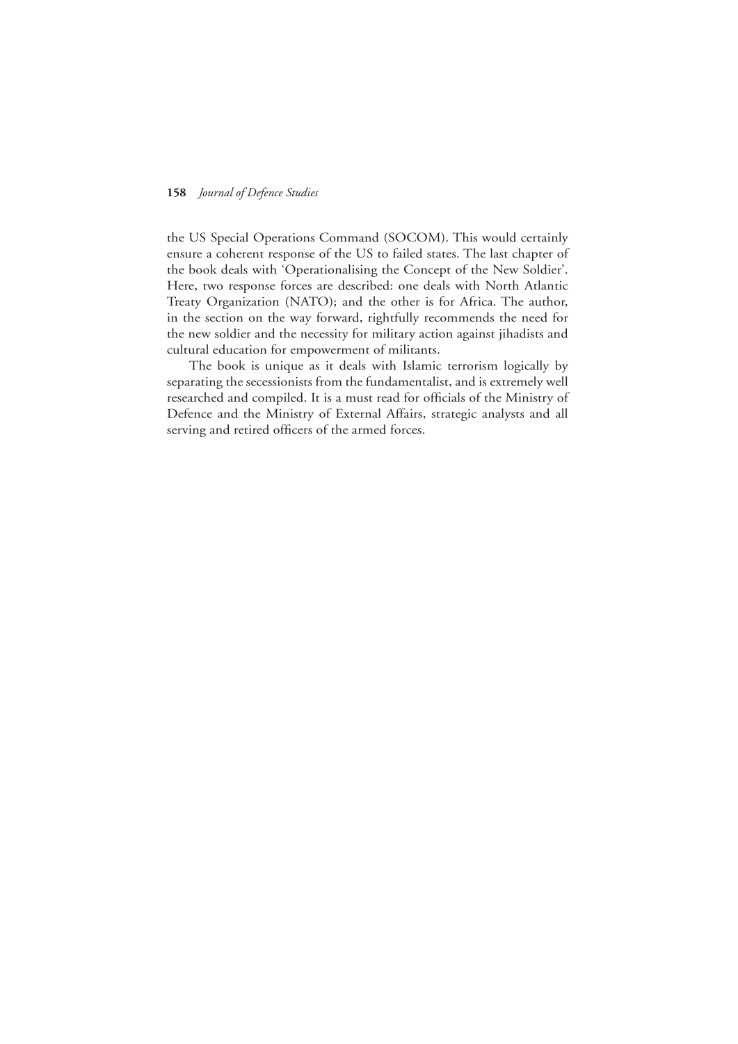the US Special Operations Command (SOCOM). This would certainly ensure a coherent response of the US to failed states. The last chapter of the book deals with 'Operationalising the Concept of the New Soldier'. Here, two response forces are described: one deals with North Atlantic Treaty Organization (NATO); and the other is for Africa. The author, in the section on the way forward, rightfully recommends the need for the new soldier and the necessity for military action against jihadists and cultural education for empowerment of militants.

The book is unique as it deals with Islamic terrorism logically by separating the secessionists from the fundamentalist, and is extremely well researched and compiled. It is a must read for officials of the Ministry of Defence and the Ministry of External Affairs, strategic analysts and all serving and retired officers of the armed forces.